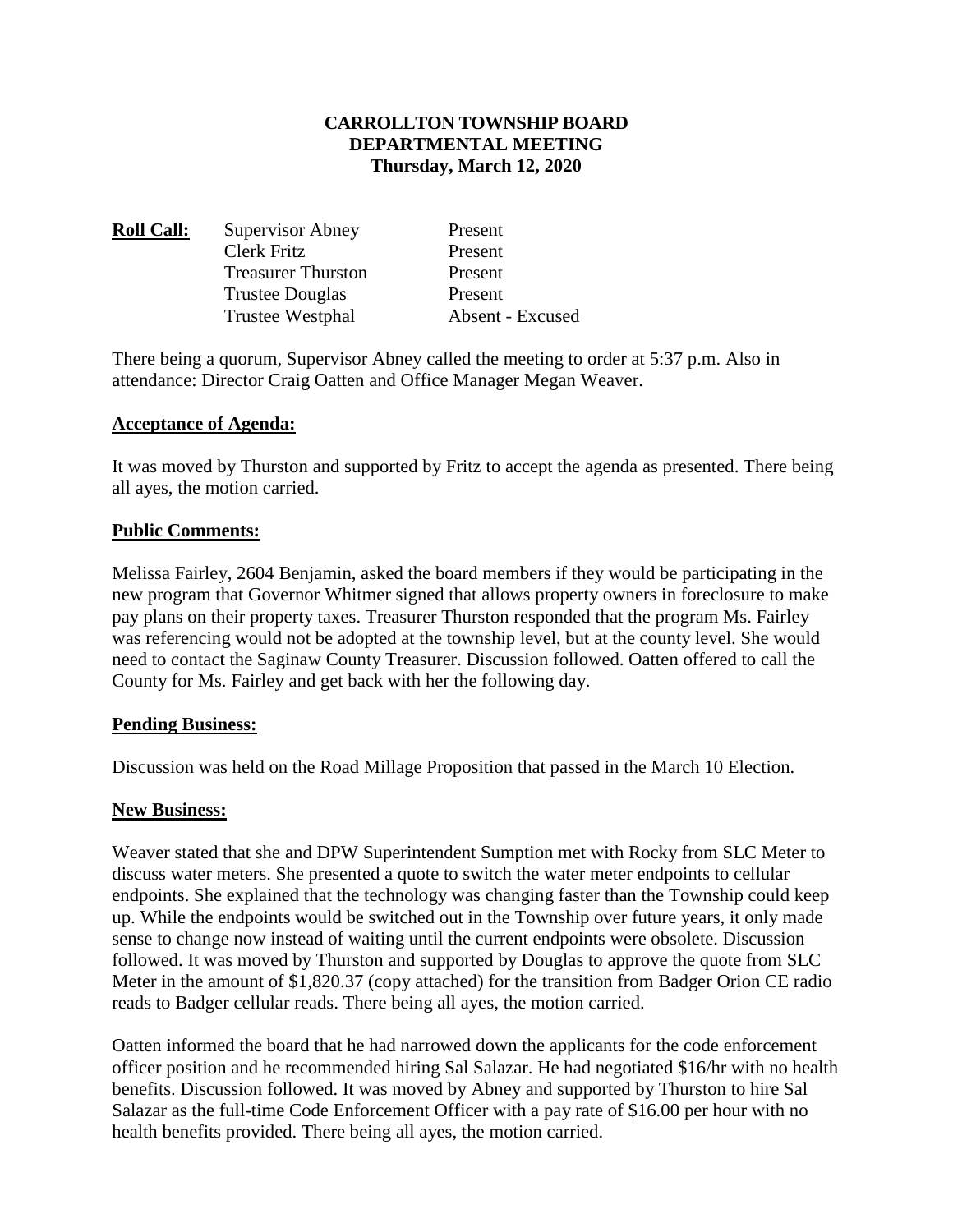**CARROLLTON TOWNSHIP BOARD**
**DEPARTMENTAL MEETING**
**Thursday, March 12, 2020**

| **Roll Call:** | | |
|---|---|---|
| | Supervisor Abney | Present |
| | Clerk Fritz | Present |
| | Treasurer Thurston | Present |
| | Trustee Douglas | Present |
| | Trustee Westphal | Absent - Excused |

There being a quorum, Supervisor Abney called the meeting to order at 5:37 p.m. Also in attendance: Director Craig Oatten and Office Manager Megan Weaver.

**Acceptance of Agenda:**

It was moved by Thurston and supported by Fritz to accept the agenda as presented. There being all ayes, the motion carried.

**Public Comments:**

Melissa Fairley, 2604 Benjamin, asked the board members if they would be participating in the new program that Governor Whitmer signed that allows property owners in foreclosure to make pay plans on their property taxes. Treasurer Thurston responded that the program Ms. Fairley was referencing would not be adopted at the township level, but at the county level. She would need to contact the Saginaw County Treasurer. Discussion followed. Oatten offered to call the County for Ms. Fairley and get back with her the following day.

**Pending Business:**

Discussion was held on the Road Millage Proposition that passed in the March 10 Election.

**New Business:**

Weaver stated that she and DPW Superintendent Sumption met with Rocky from SLC Meter to discuss water meters. She presented a quote to switch the water meter endpoints to cellular endpoints. She explained that the technology was changing faster than the Township could keep up. While the endpoints would be switched out in the Township over future years, it only made sense to change now instead of waiting until the current endpoints were obsolete. Discussion followed. It was moved by Thurston and supported by Douglas to approve the quote from SLC Meter in the amount of $1,820.37 (copy attached) for the transition from Badger Orion CE radio reads to Badger cellular reads. There being all ayes, the motion carried.

Oatten informed the board that he had narrowed down the applicants for the code enforcement officer position and he recommended hiring Sal Salazar. He had negotiated $16/hr with no health benefits. Discussion followed. It was moved by Abney and supported by Thurston to hire Sal Salazar as the full-time Code Enforcement Officer with a pay rate of $16.00 per hour with no health benefits provided. There being all ayes, the motion carried.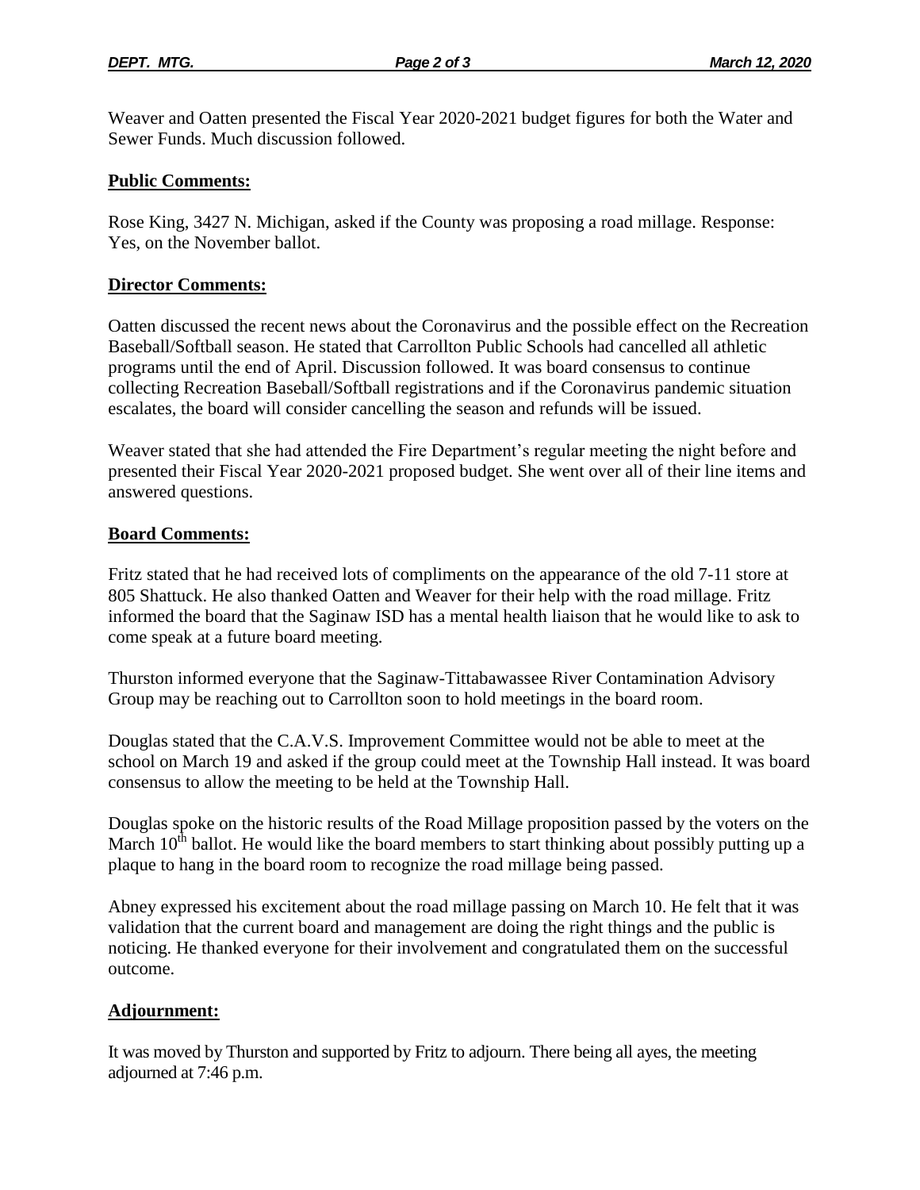Weaver and Oatten presented the Fiscal Year 2020-2021 budget figures for both the Water and Sewer Funds. Much discussion followed.

**Public Comments:**

Rose King, 3427 N. Michigan, asked if the County was proposing a road millage. Response: Yes, on the November ballot.

**Director Comments:**

Oatten discussed the recent news about the Coronavirus and the possible effect on the Recreation Baseball/Softball season. He stated that Carrollton Public Schools had cancelled all athletic programs until the end of April. Discussion followed. It was board consensus to continue collecting Recreation Baseball/Softball registrations and if the Coronavirus pandemic situation escalates, the board will consider cancelling the season and refunds will be issued.

Weaver stated that she had attended the Fire Department's regular meeting the night before and presented their Fiscal Year 2020-2021 proposed budget. She went over all of their line items and answered questions.

**Board Comments:**

Fritz stated that he had received lots of compliments on the appearance of the old 7-11 store at 805 Shattuck. He also thanked Oatten and Weaver for their help with the road millage. Fritz informed the board that the Saginaw ISD has a mental health liaison that he would like to ask to come speak at a future board meeting.

Thurston informed everyone that the Saginaw-Tittabawassee River Contamination Advisory Group may be reaching out to Carrollton soon to hold meetings in the board room.

Douglas stated that the C.A.V.S. Improvement Committee would not be able to meet at the school on March 19 and asked if the group could meet at the Township Hall instead. It was board consensus to allow the meeting to be held at the Township Hall.

Douglas spoke on the historic results of the Road Millage proposition passed by the voters on the March 10th ballot. He would like the board members to start thinking about possibly putting up a plaque to hang in the board room to recognize the road millage being passed.

Abney expressed his excitement about the road millage passing on March 10. He felt that it was validation that the current board and management are doing the right things and the public is noticing. He thanked everyone for their involvement and congratulated them on the successful outcome.

**Adjournment:**

It was moved by Thurston and supported by Fritz to adjourn. There being all ayes, the meeting adjourned at 7:46 p.m.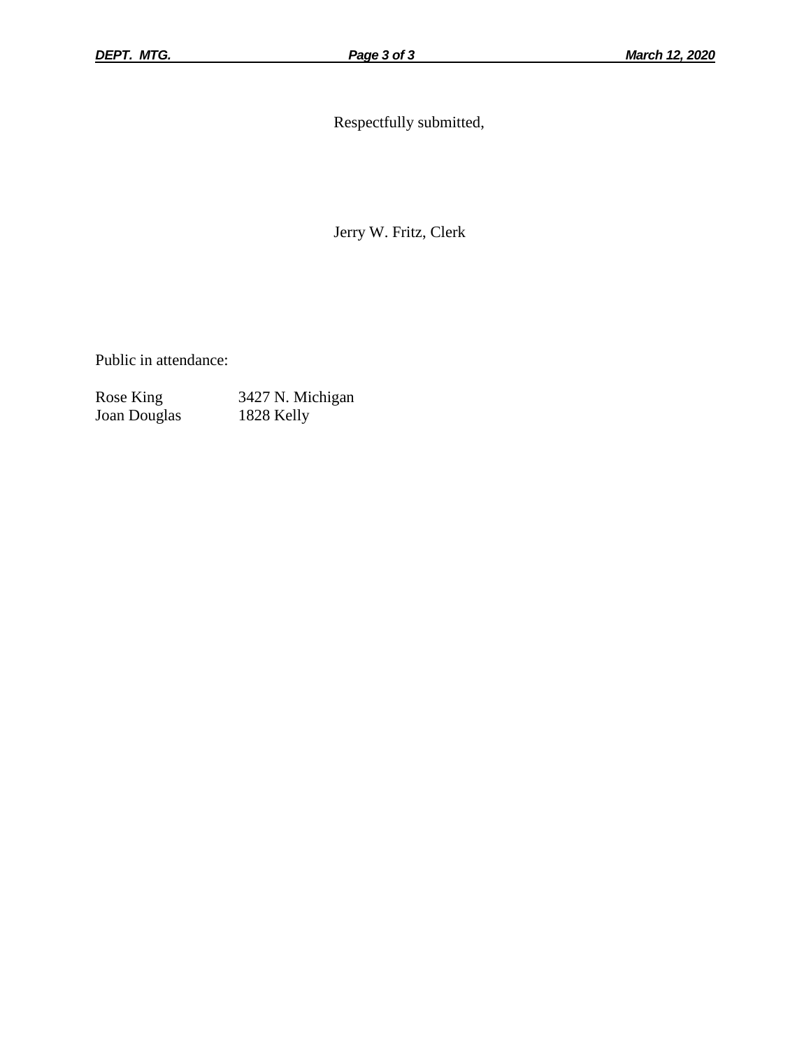Respectfully submitted,

Jerry W. Fritz, Clerk

Public in attendance:

| | |
|---|---|
| Rose King | 3427 N. Michigan |
| Joan Douglas | 1828 Kelly |